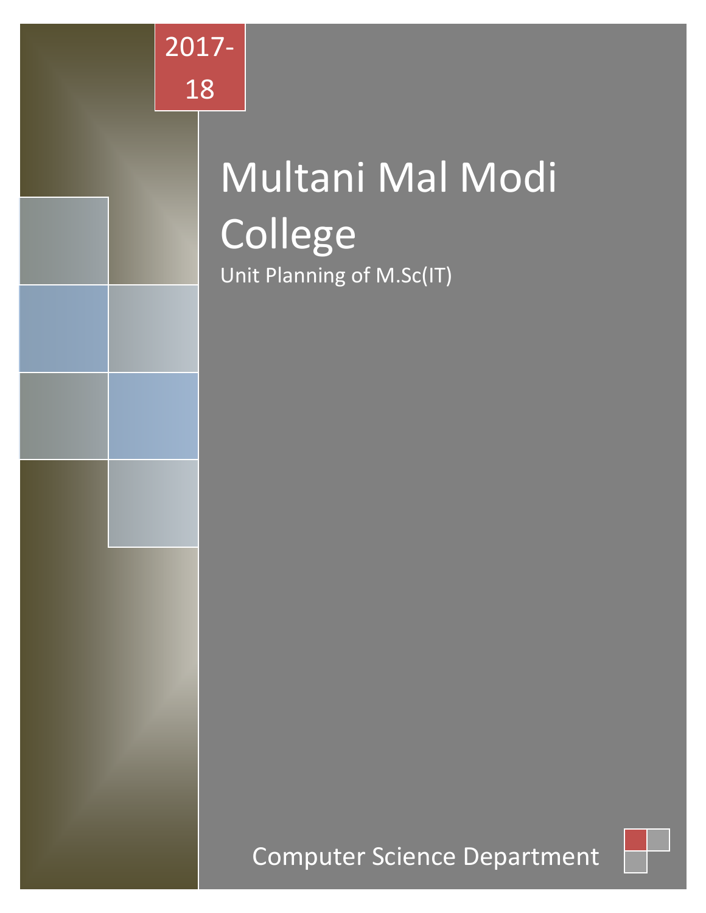2017-18

# Multani Mal Modi College

Unit Planning of M.Sc(IT)

Computer Science Department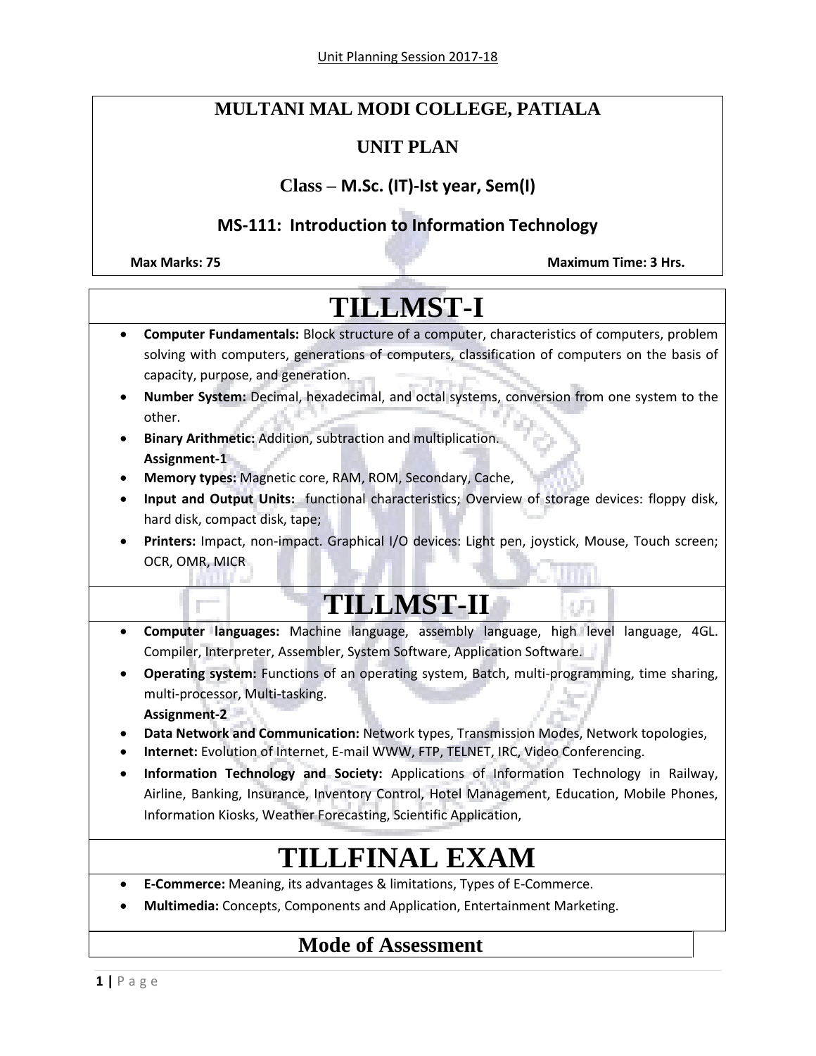# MULTANI MAL MODI COLLEGE, PATIALA

## UNIT PLAN

### Class – M.Sc. (IT)-Ist year, Sem(I)

### MS-111: Introduction to Information Technology

**Max Marks: 75** **Maximum Time: 3 Hrs.**

# TILLMST-I

- **Computer Fundamentals:** Block structure of a computer, characteristics of computers, problem solving with computers, generations of computers, classification of computers on the basis of capacity, purpose, and generation.
- **Number System:** Decimal, hexadecimal, and octal systems, conversion from one system to the other.
- **Binary Arithmetic:** Addition, subtraction and multiplication.
  **Assignment-1**
- **Memory types:** Magnetic core, RAM, ROM, Secondary, Cache,
- **Input and Output Units:** functional characteristics; Overview of storage devices: floppy disk, hard disk, compact disk, tape;
- **Printers:** Impact, non-impact. Graphical I/O devices: Light pen, joystick, Mouse, Touch screen; OCR, OMR, MICR

# TILLMST-II

- **Computer languages:** Machine language, assembly language, high level language, 4GL. Compiler, Interpreter, Assembler, System Software, Application Software.
- **Operating system:** Functions of an operating system, Batch, multi-programming, time sharing, multi-processor, Multi-tasking.
  **Assignment-2**
- **Data Network and Communication:** Network types, Transmission Modes, Network topologies,
- **Internet:** Evolution of Internet, E-mail WWW, FTP, TELNET, IRC, Video Conferencing.
- **Information Technology and Society:** Applications of Information Technology in Railway, Airline, Banking, Insurance, Inventory Control, Hotel Management, Education, Mobile Phones, Information Kiosks, Weather Forecasting, Scientific Application,

# TILLFINAL EXAM

- **E-Commerce:** Meaning, its advantages & limitations, Types of E-Commerce.
- **Multimedia:** Concepts, Components and Application, Entertainment Marketing.

## Mode of Assessment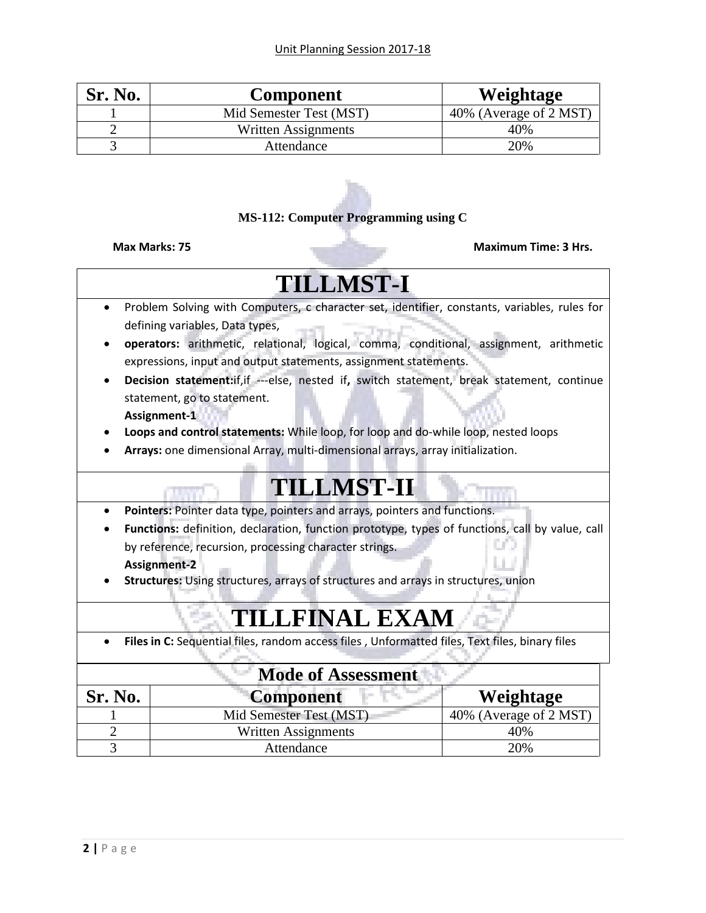| Sr. No. | Component | Weightage |
|---|---|---|
| 1 | Mid Semester Test (MST) | 40% (Average of 2 MST) |
| 2 | Written Assignments | 40% |
| 3 | Attendance | 20% |

**MS-112: Computer Programming using C**

**Max Marks: 75** **Maximum Time: 3 Hrs.**

# TILLMST-I

- Problem Solving with Computers, c character set, identifier, constants, variables, rules for defining variables, Data types,
- **operators:** arithmetic, relational, logical, comma, conditional, assignment, arithmetic expressions, input and output statements, assignment statements.
- **Decision statement:**if,if ---else, nested if**,** switch statement, break statement, continue statement, go to statement.
  **Assignment-1**
- **Loops and control statements:** While loop, for loop and do-while loop, nested loops
- **Arrays:** one dimensional Array, multi-dimensional arrays, array initialization.

# TILLMST-II

- **Pointers:** Pointer data type, pointers and arrays, pointers and functions.
- **Functions:** definition, declaration, function prototype, types of functions, call by value, call by reference, recursion, processing character strings.
  **Assignment-2**
- **Structures:** Using structures, arrays of structures and arrays in structures, union

# TILLFINAL EXAM

- **Files in C:** Sequential files, random access files , Unformatted files, Text files, binary files

**Mode of Assessment**

| Sr. No. | Component | Weightage |
|---|---|---|
| 1 | Mid Semester Test (MST) | 40% (Average of 2 MST) |
| 2 | Written Assignments | 40% |
| 3 | Attendance | 20% |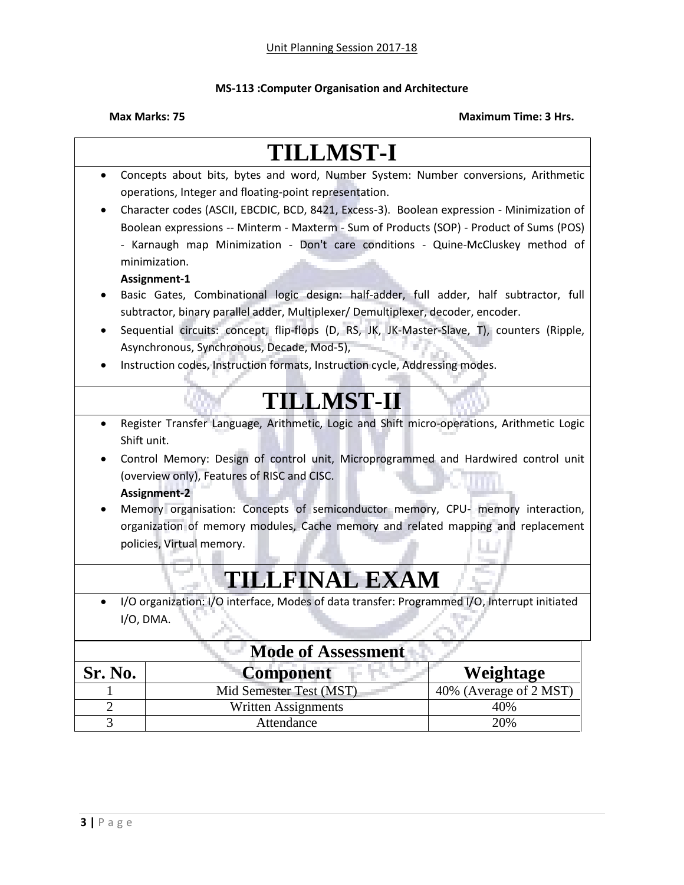Unit Planning Session 2017-18

**MS-113 :Computer Organisation and Architecture**

**Max Marks: 75** **Maximum Time: 3 Hrs.**

# TILLMST-I

- Concepts about bits, bytes and word, Number System: Number conversions, Arithmetic operations, Integer and floating-point representation.
- Character codes (ASCII, EBCDIC, BCD, 8421, Excess-3). Boolean expression - Minimization of Boolean expressions -- Minterm - Maxterm - Sum of Products (SOP) - Product of Sums (POS) - Karnaugh map Minimization - Don't care conditions - Quine-McCluskey method of minimization.

  **Assignment-1**
- Basic Gates, Combinational logic design: half-adder, full adder, half subtractor, full subtractor, binary parallel adder, Multiplexer/ Demultiplexer, decoder, encoder.
- Sequential circuits: concept, flip-flops (D, RS, JK, JK-Master-Slave, T), counters (Ripple, Asynchronous, Synchronous, Decade, Mod-5),
- Instruction codes, Instruction formats, Instruction cycle, Addressing modes.

# TILLMST-II

- Register Transfer Language, Arithmetic, Logic and Shift micro-operations, Arithmetic Logic Shift unit.
- Control Memory: Design of control unit, Microprogrammed and Hardwired control unit (overview only), Features of RISC and CISC.

  **Assignment-2**
- Memory organisation: Concepts of semiconductor memory, CPU- memory interaction, organization of memory modules, Cache memory and related mapping and replacement policies, Virtual memory.

# TILLFINAL EXAM

- I/O organization: I/O interface, Modes of data transfer: Programmed I/O, Interrupt initiated I/O, DMA.

**Mode of Assessment**

| Sr. No. | Component | Weightage |
|---|---|---|
| 1 | Mid Semester Test (MST) | 40% (Average of 2 MST) |
| 2 | Written Assignments | 40% |
| 3 | Attendance | 20% |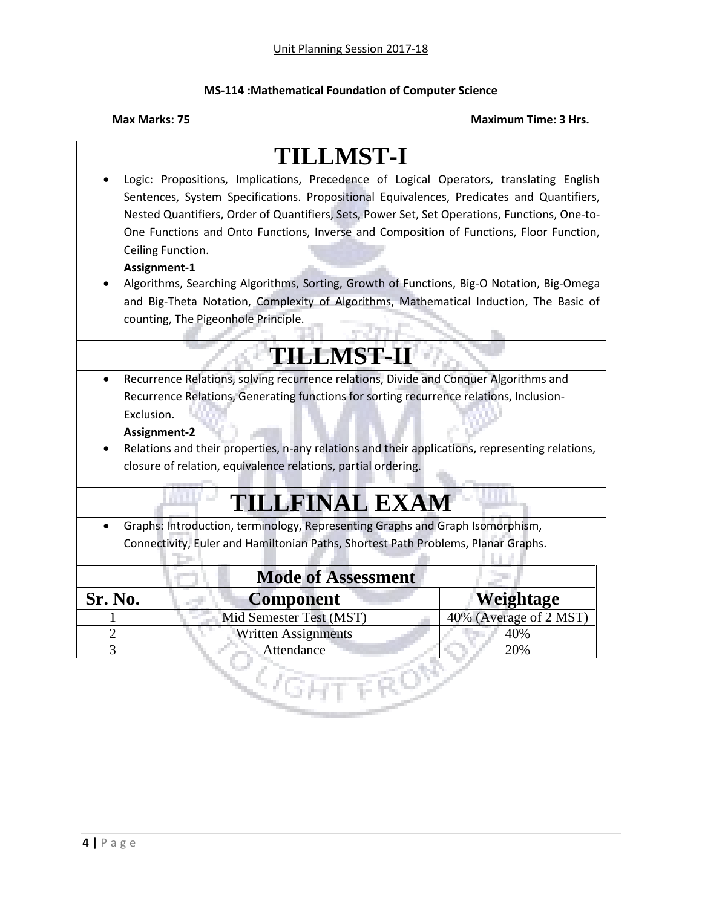Unit Planning Session 2017-18

**MS-114 :Mathematical Foundation of Computer Science**

**Max Marks: 75** **Maximum Time: 3 Hrs.**

# TILLMST-I

- Logic: Propositions, Implications, Precedence of Logical Operators, translating English Sentences, System Specifications. Propositional Equivalences, Predicates and Quantifiers, Nested Quantifiers, Order of Quantifiers, Sets, Power Set, Set Operations, Functions, One-to-One Functions and Onto Functions, Inverse and Composition of Functions, Floor Function, Ceiling Function.

  **Assignment-1**

- Algorithms, Searching Algorithms, Sorting, Growth of Functions, Big-O Notation, Big-Omega and Big-Theta Notation, Complexity of Algorithms, Mathematical Induction, The Basic of counting, The Pigeonhole Principle.

# TILLMST-II

- Recurrence Relations, solving recurrence relations, Divide and Conquer Algorithms and Recurrence Relations, Generating functions for sorting recurrence relations, Inclusion-Exclusion.

  **Assignment-2**

- Relations and their properties, n-any relations and their applications, representing relations, closure of relation, equivalence relations, partial ordering.

# TILLFINAL EXAM

- Graphs: Introduction, terminology, Representing Graphs and Graph Isomorphism, Connectivity, Euler and Hamiltonian Paths, Shortest Path Problems, Planar Graphs.

**Mode of Assessment**

| Sr. No. | Component | Weightage |
|---|---|---|
| 1 | Mid Semester Test (MST) | 40% (Average of 2 MST) |
| 2 | Written Assignments | 40% |
| 3 | Attendance | 20% |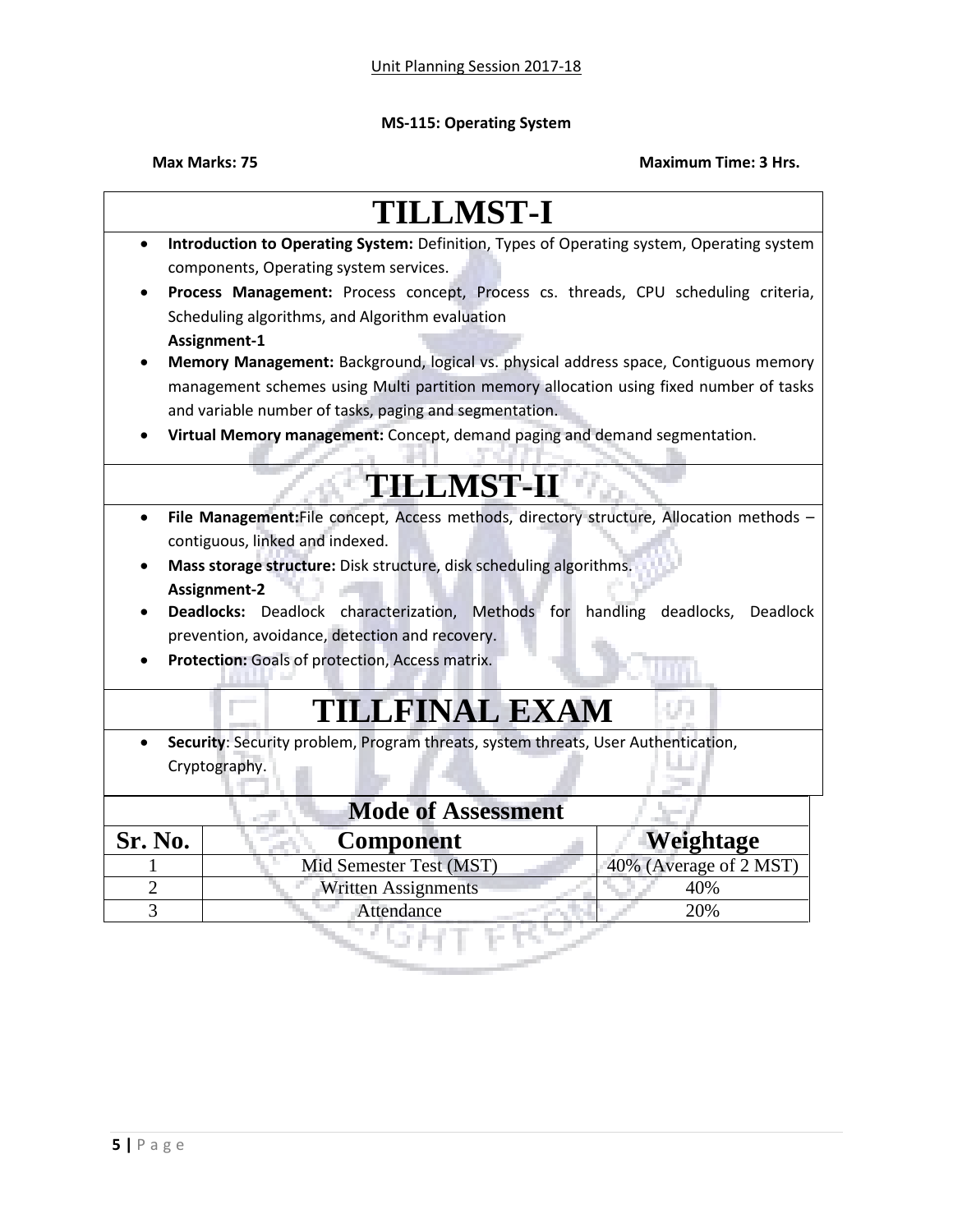Unit Planning Session 2017-18

**MS-115: Operating System**

**Max Marks: 75** **Maximum Time: 3 Hrs.**

# TILLMST-I

- **Introduction to Operating System:** Definition, Types of Operating system, Operating system components, Operating system services.
- **Process Management:** Process concept, Process cs. threads, CPU scheduling criteria, Scheduling algorithms, and Algorithm evaluation
  **Assignment-1**
- **Memory Management:** Background, logical vs. physical address space, Contiguous memory management schemes using Multi partition memory allocation using fixed number of tasks and variable number of tasks, paging and segmentation.
- **Virtual Memory management:** Concept, demand paging and demand segmentation.

# TILLMST-II

- **File Management:**File concept, Access methods, directory structure, Allocation methods – contiguous, linked and indexed.
- **Mass storage structure:** Disk structure, disk scheduling algorithms.
  **Assignment-2**
- **Deadlocks:** Deadlock characterization, Methods for handling deadlocks, Deadlock prevention, avoidance, detection and recovery.
- **Protection:** Goals of protection, Access matrix.

# TILLFINAL EXAM

- **Security**: Security problem, Program threats, system threats, User Authentication, Cryptography.

**Mode of Assessment**

| Sr. No. | Component | Weightage |
|---|---|---|
| 1 | Mid Semester Test (MST) | 40% (Average of 2 MST) |
| 2 | Written Assignments | 40% |
| 3 | Attendance | 20% |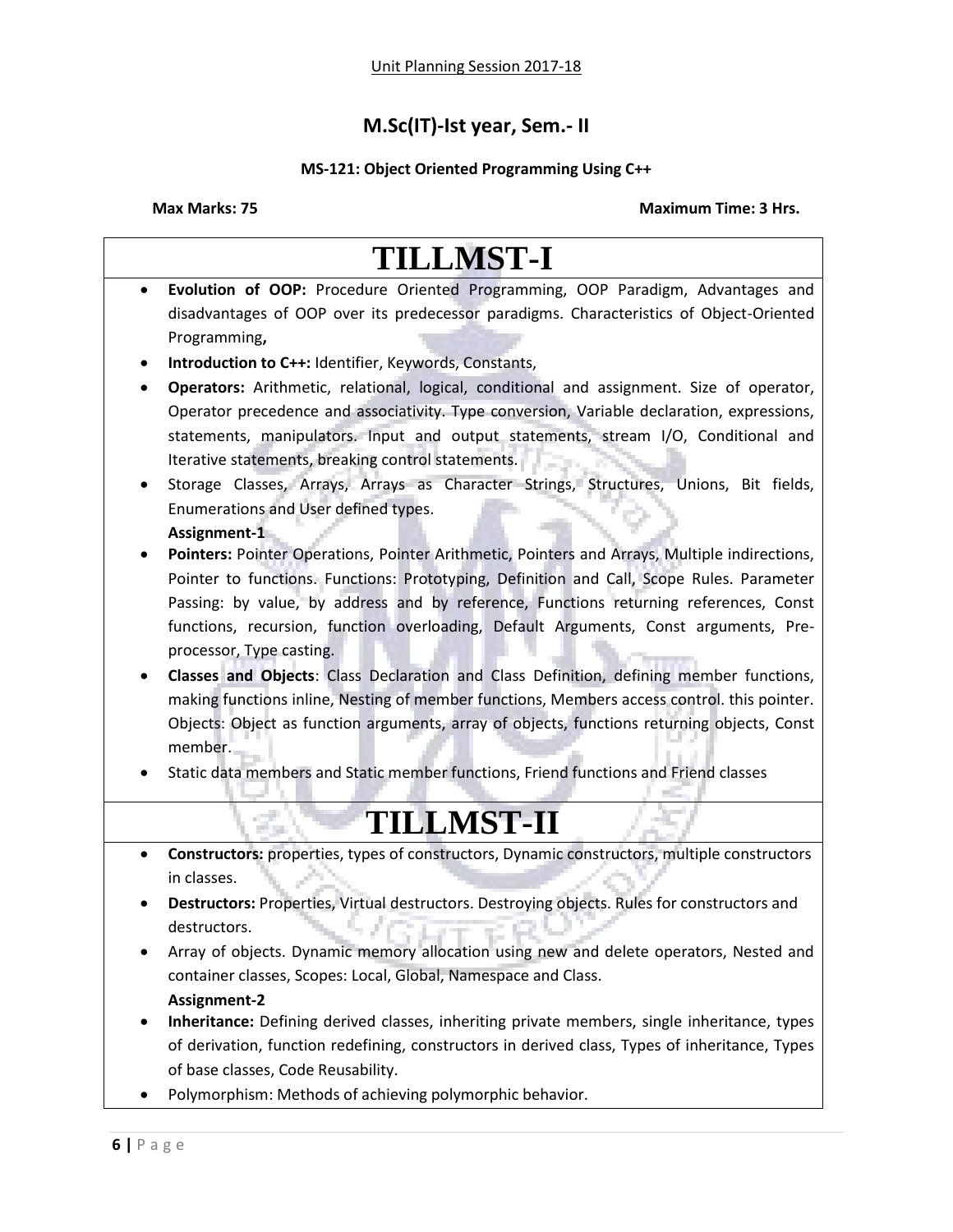Unit Planning Session 2017-18

## M.Sc(IT)-Ist year, Sem.- II

### MS-121: Object Oriented Programming Using C++

**Max Marks: 75** **Maximum Time: 3 Hrs.**

# TILLMST-I

- **Evolution of OOP:** Procedure Oriented Programming, OOP Paradigm, Advantages and disadvantages of OOP over its predecessor paradigms. Characteristics of Object-Oriented Programming**,**
- **Introduction to C++:** Identifier, Keywords, Constants,
- **Operators:** Arithmetic, relational, logical, conditional and assignment. Size of operator, Operator precedence and associativity. Type conversion, Variable declaration, expressions, statements, manipulators. Input and output statements, stream I/O, Conditional and Iterative statements, breaking control statements.
- Storage Classes, Arrays, Arrays as Character Strings, Structures, Unions, Bit fields, Enumerations and User defined types.

  **Assignment-1**
- **Pointers:** Pointer Operations, Pointer Arithmetic, Pointers and Arrays, Multiple indirections, Pointer to functions. Functions: Prototyping, Definition and Call, Scope Rules. Parameter Passing: by value, by address and by reference, Functions returning references, Const functions, recursion, function overloading, Default Arguments, Const arguments, Pre-processor, Type casting.
- **Classes and Objects**: Class Declaration and Class Definition, defining member functions, making functions inline, Nesting of member functions, Members access control. this pointer. Objects: Object as function arguments, array of objects, functions returning objects, Const member.
- Static data members and Static member functions, Friend functions and Friend classes

# TILLMST-II

- **Constructors:** properties, types of constructors, Dynamic constructors, multiple constructors in classes.
- **Destructors:** Properties, Virtual destructors. Destroying objects. Rules for constructors and destructors.
- Array of objects. Dynamic memory allocation using new and delete operators, Nested and container classes, Scopes: Local, Global, Namespace and Class.

  **Assignment-2**
- **Inheritance:** Defining derived classes, inheriting private members, single inheritance, types of derivation, function redefining, constructors in derived class, Types of inheritance, Types of base classes, Code Reusability.
- Polymorphism: Methods of achieving polymorphic behavior.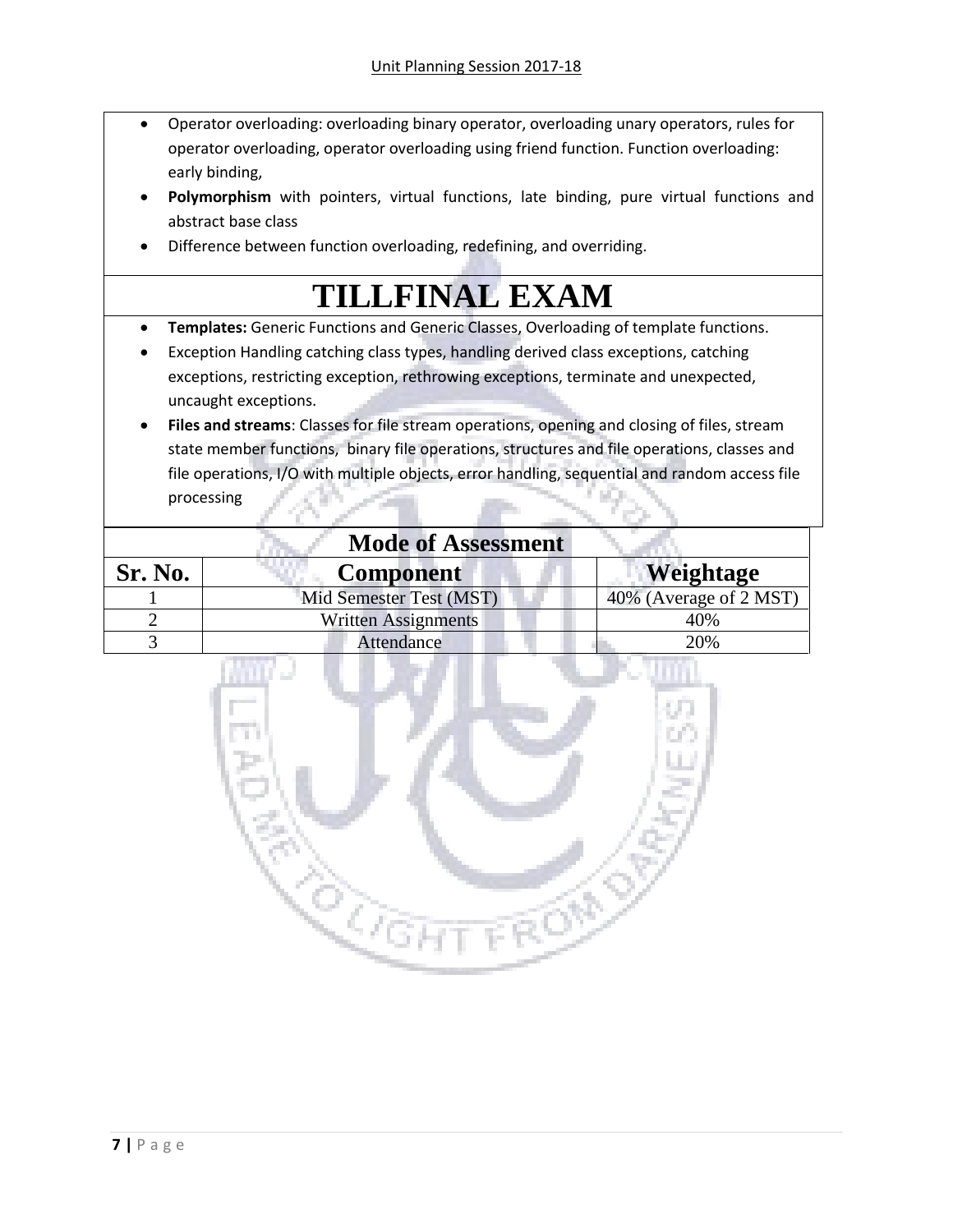- Operator overloading: overloading binary operator, overloading unary operators, rules for operator overloading, operator overloading using friend function. Function overloading: early binding,
- **Polymorphism** with pointers, virtual functions, late binding, pure virtual functions and abstract base class
- Difference between function overloading, redefining, and overriding.

# TILLFINAL EXAM

- **Templates:** Generic Functions and Generic Classes, Overloading of template functions.
- Exception Handling catching class types, handling derived class exceptions, catching exceptions, restricting exception, rethrowing exceptions, terminate and unexpected, uncaught exceptions.
- **Files and streams**: Classes for file stream operations, opening and closing of files, stream state member functions, binary file operations, structures and file operations, classes and file operations, I/O with multiple objects, error handling, sequential and random access file processing

| **Mode of Assessment** | | |
|---|---|---|
| **Sr. No.** | **Component** | **Weightage** |
| 1 | Mid Semester Test (MST) | 40% (Average of 2 MST) |
| 2 | Written Assignments | 40% |
| 3 | Attendance | 20% |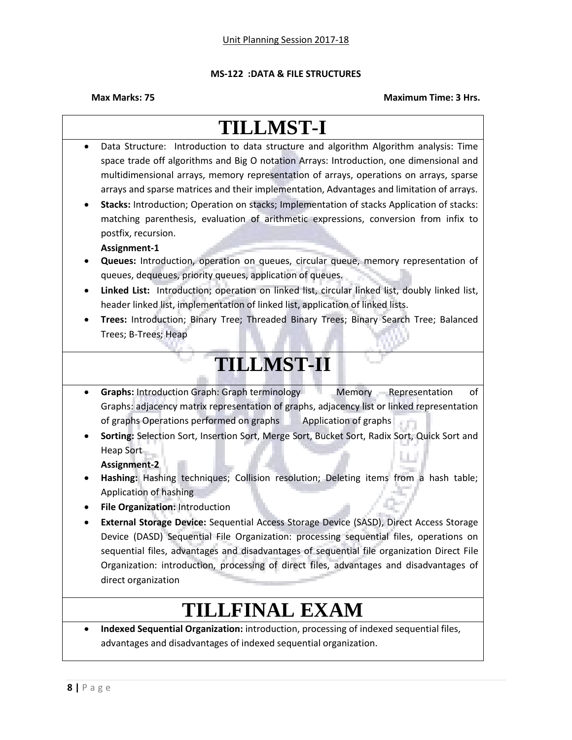Unit Planning Session 2017-18

**MS-122 :DATA & FILE STRUCTURES**

**Max Marks: 75** **Maximum Time: 3 Hrs.**

# TILLMST-I

- Data Structure: Introduction to data structure and algorithm Algorithm analysis: Time space trade off algorithms and Big O notation Arrays: Introduction, one dimensional and multidimensional arrays, memory representation of arrays, operations on arrays, sparse arrays and sparse matrices and their implementation, Advantages and limitation of arrays.
- **Stacks:** Introduction; Operation on stacks; Implementation of stacks Application of stacks: matching parenthesis, evaluation of arithmetic expressions, conversion from infix to postfix, recursion.

  **Assignment-1**
- **Queues:** Introduction, operation on queues, circular queue, memory representation of queues, dequeues, priority queues, application of queues.
- **Linked List:** Introduction; operation on linked list, circular linked list, doubly linked list, header linked list, implementation of linked list, application of linked lists.
- **Trees:** Introduction; Binary Tree; Threaded Binary Trees; Binary Search Tree; Balanced Trees; B-Trees; Heap

# TILLMST-II

- **Graphs:** Introduction Graph: Graph terminology Memory Representation of Graphs: adjacency matrix representation of graphs, adjacency list or linked representation of graphs Operations performed on graphs Application of graphs
- **Sorting:** Selection Sort, Insertion Sort, Merge Sort, Bucket Sort, Radix Sort, Quick Sort and Heap Sort

  **Assignment-2**
- **Hashing:** Hashing techniques; Collision resolution; Deleting items from a hash table; Application of hashing
- **File Organization:** Introduction
- **External Storage Device:** Sequential Access Storage Device (SASD), Direct Access Storage Device (DASD) Sequential File Organization: processing sequential files, operations on sequential files, advantages and disadvantages of sequential file organization Direct File Organization: introduction, processing of direct files, advantages and disadvantages of direct organization

# TILLFINAL EXAM

- **Indexed Sequential Organization:** introduction, processing of indexed sequential files, advantages and disadvantages of indexed sequential organization.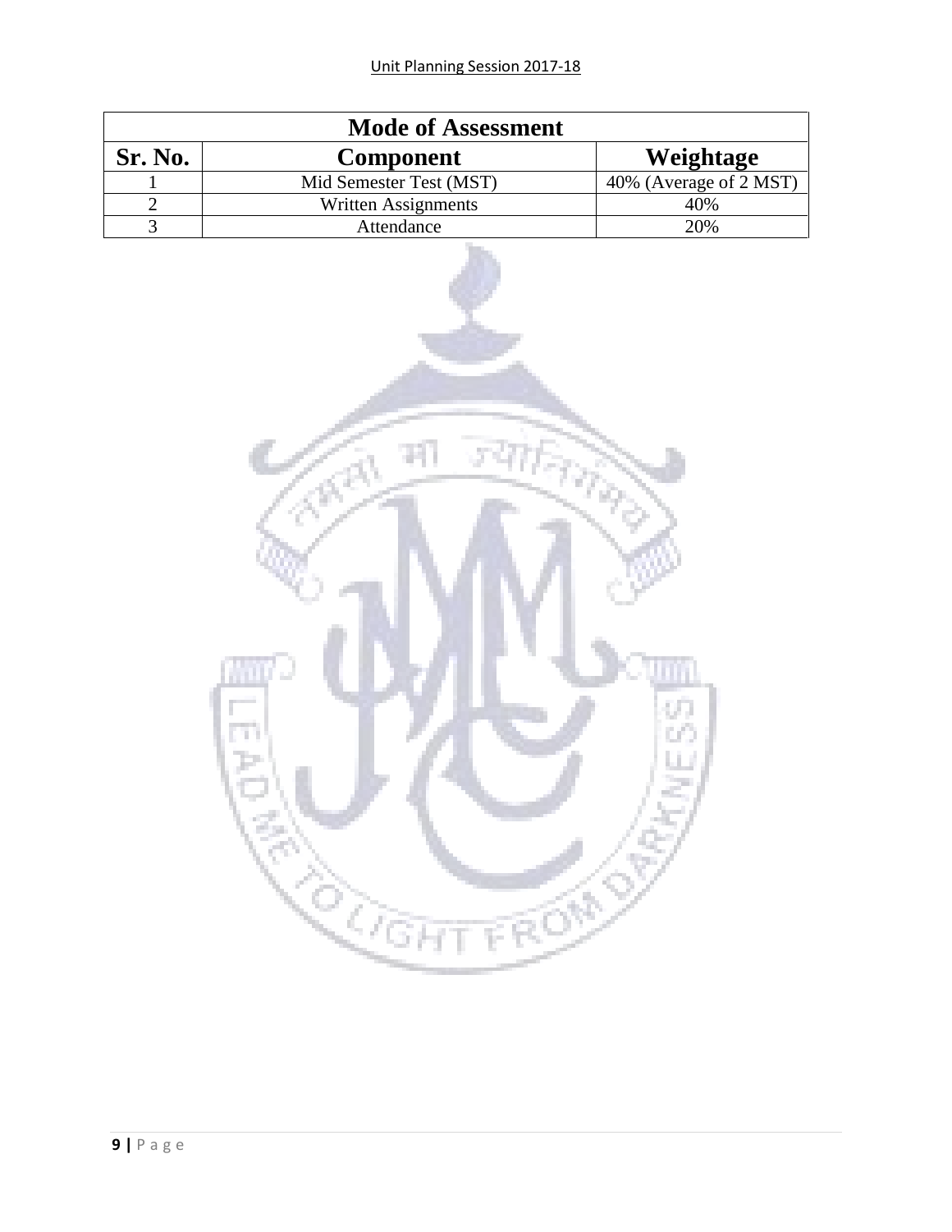| Mode of Assessment | | |
|---|---|---|
| **Sr. No.** | **Component** | **Weightage** |
| 1 | Mid Semester Test (MST) | 40% (Average of 2 MST) |
| 2 | Written Assignments | 40% |
| 3 | Attendance | 20% |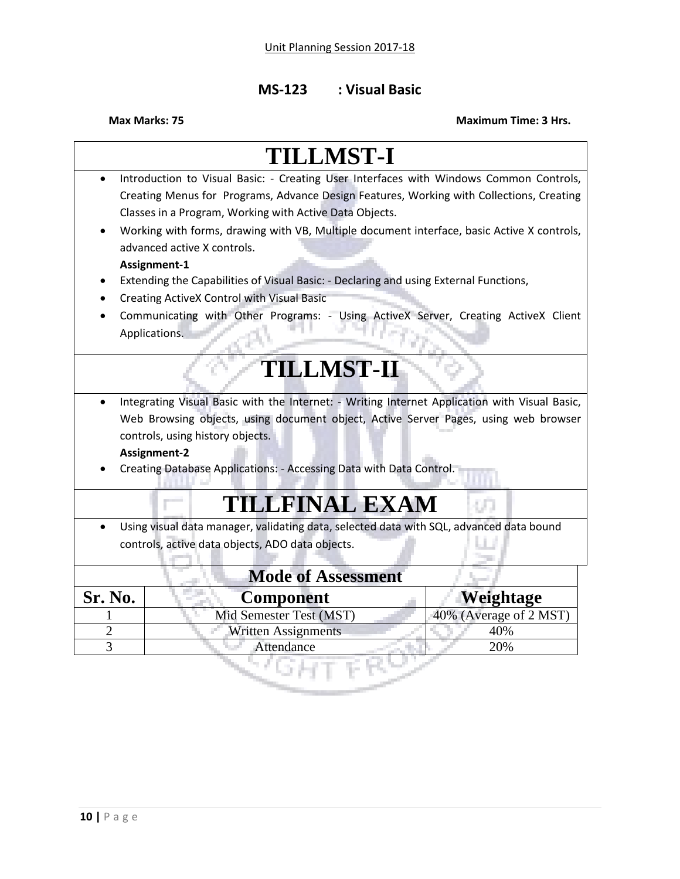Unit Planning Session 2017-18

## MS-123 : Visual Basic

**Max Marks: 75** **Maximum Time: 3 Hrs.**

# TILLMST-I

- Introduction to Visual Basic: - Creating User Interfaces with Windows Common Controls, Creating Menus for Programs, Advance Design Features, Working with Collections, Creating Classes in a Program, Working with Active Data Objects.
- Working with forms, drawing with VB, Multiple document interface, basic Active X controls, advanced active X controls.

  **Assignment-1**
- Extending the Capabilities of Visual Basic: - Declaring and using External Functions,
- Creating ActiveX Control with Visual Basic
- Communicating with Other Programs: - Using ActiveX Server, Creating ActiveX Client Applications.

# TILLMST-II

- Integrating Visual Basic with the Internet: - Writing Internet Application with Visual Basic, Web Browsing objects, using document object, Active Server Pages, using web browser controls, using history objects.

  **Assignment-2**
- Creating Database Applications: - Accessing Data with Data Control.

# TILLFINAL EXAM

- Using visual data manager, validating data, selected data with SQL, advanced data bound controls, active data objects, ADO data objects.

## Mode of Assessment

| Sr. No. | Component | Weightage |
|---|---|---|
| 1 | Mid Semester Test (MST) | 40% (Average of 2 MST) |
| 2 | Written Assignments | 40% |
| 3 | Attendance | 20% |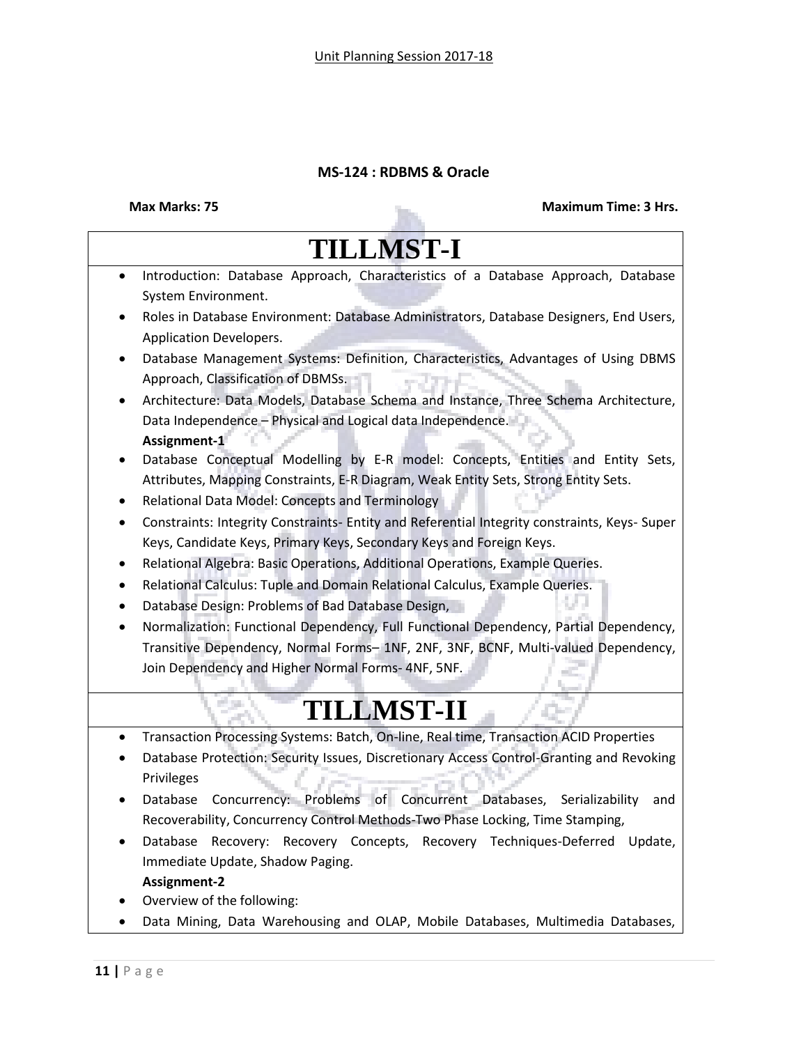Unit Planning Session 2017-18

**MS-124 : RDBMS & Oracle**

**Max Marks: 75** **Maximum Time: 3 Hrs.**

# TILLMST-I

- Introduction: Database Approach, Characteristics of a Database Approach, Database System Environment.
- Roles in Database Environment: Database Administrators, Database Designers, End Users, Application Developers.
- Database Management Systems: Definition, Characteristics, Advantages of Using DBMS Approach, Classification of DBMSs.
- Architecture: Data Models, Database Schema and Instance, Three Schema Architecture, Data Independence – Physical and Logical data Independence.
  **Assignment-1**
- Database Conceptual Modelling by E-R model: Concepts, Entities and Entity Sets, Attributes, Mapping Constraints, E-R Diagram, Weak Entity Sets, Strong Entity Sets.
- Relational Data Model: Concepts and Terminology
- Constraints: Integrity Constraints- Entity and Referential Integrity constraints, Keys- Super Keys, Candidate Keys, Primary Keys, Secondary Keys and Foreign Keys.
- Relational Algebra: Basic Operations, Additional Operations, Example Queries.
- Relational Calculus: Tuple and Domain Relational Calculus, Example Queries.
- Database Design: Problems of Bad Database Design,
- Normalization: Functional Dependency, Full Functional Dependency, Partial Dependency, Transitive Dependency, Normal Forms– 1NF, 2NF, 3NF, BCNF, Multi-valued Dependency, Join Dependency and Higher Normal Forms- 4NF, 5NF.

# TILLMST-II

- Transaction Processing Systems: Batch, On-line, Real time, Transaction ACID Properties
- Database Protection: Security Issues, Discretionary Access Control-Granting and Revoking Privileges
- Database Concurrency: Problems of Concurrent Databases, Serializability and Recoverability, Concurrency Control Methods-Two Phase Locking, Time Stamping,
- Database Recovery: Recovery Concepts, Recovery Techniques-Deferred Update, Immediate Update, Shadow Paging.
  **Assignment-2**
- Overview of the following:
- Data Mining, Data Warehousing and OLAP, Mobile Databases, Multimedia Databases,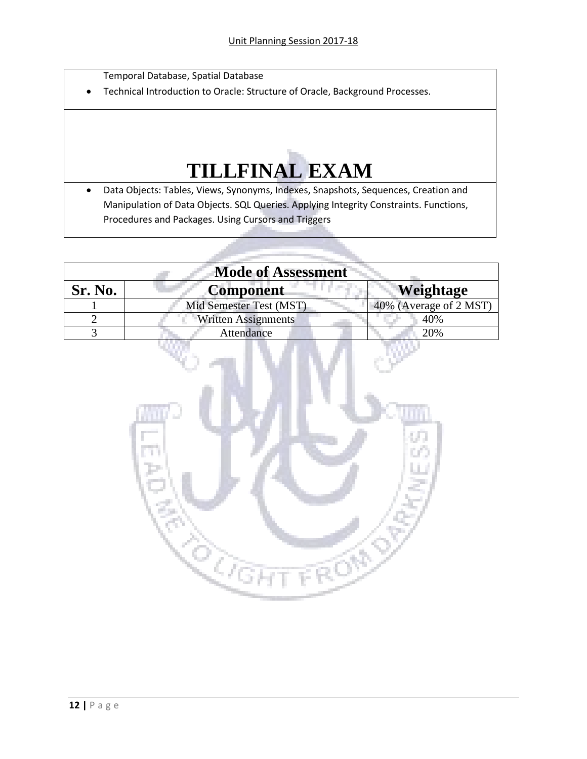Temporal Database, Spatial Database

- Technical Introduction to Oracle: Structure of Oracle, Background Processes.

# TILLFINAL EXAM

- Data Objects: Tables, Views, Synonyms, Indexes, Snapshots, Sequences, Creation and Manipulation of Data Objects. SQL Queries. Applying Integrity Constraints. Functions, Procedures and Packages. Using Cursors and Triggers

| Mode of Assessment | | |
|---|---|---|
| **Sr. No.** | **Component** | **Weightage** |
| 1 | Mid Semester Test (MST) | 40% (Average of 2 MST) |
| 2 | Written Assignments | 40% |
| 3 | Attendance | 20% |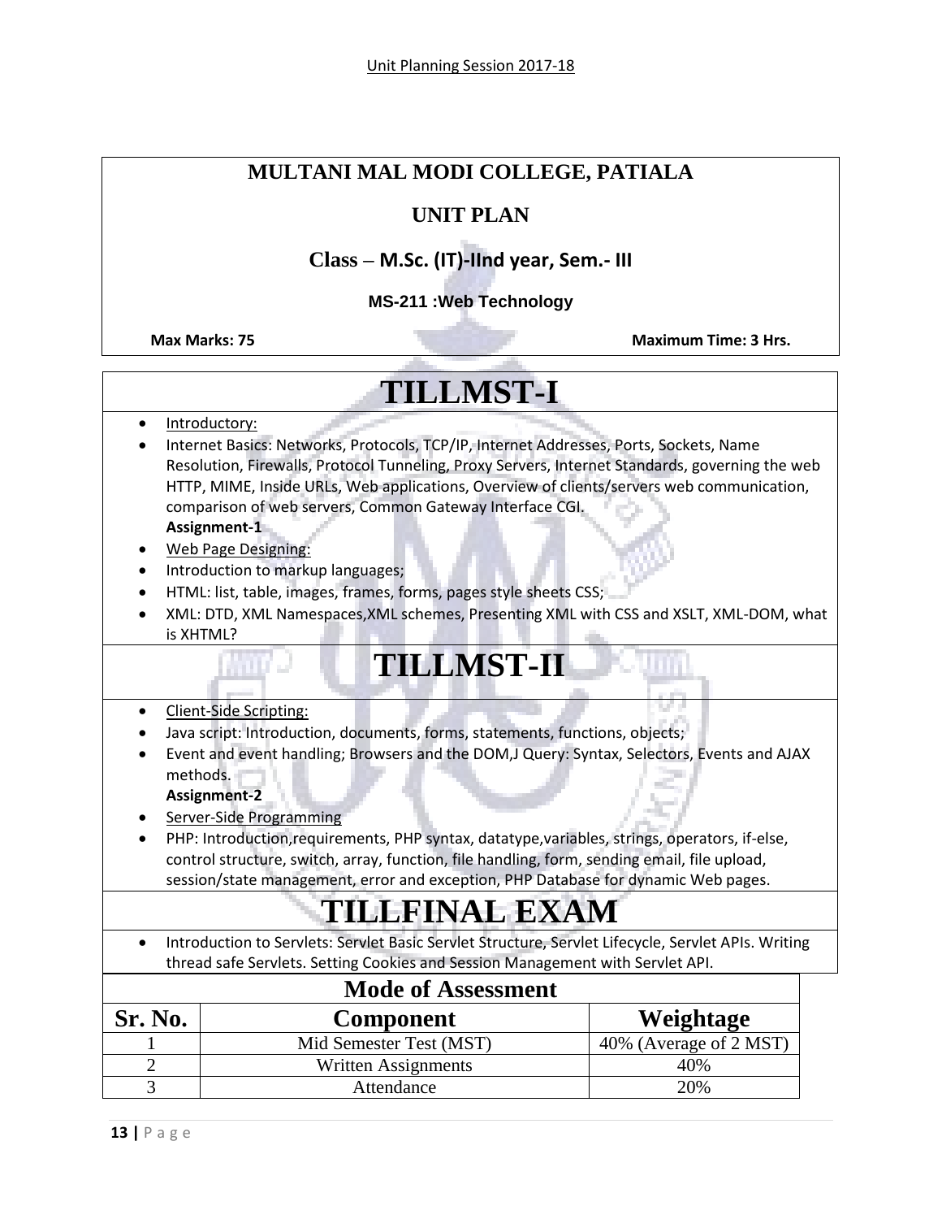# MULTANI MAL MODI COLLEGE, PATIALA

## UNIT PLAN

### Class – M.Sc. (IT)-IInd year, Sem.- III

**MS-211 :Web Technology**

**Max Marks: 75** **Maximum Time: 3 Hrs.**

# TILLMST-I

- Introductory:
- Internet Basics: Networks, Protocols, TCP/IP, Internet Addresses, Ports, Sockets, Name Resolution, Firewalls, Protocol Tunneling, Proxy Servers, Internet Standards, governing the web HTTP, MIME, Inside URLs, Web applications, Overview of clients/servers web communication, comparison of web servers, Common Gateway Interface CGI.
  **Assignment-1**
- Web Page Designing:
- Introduction to markup languages;
- HTML: list, table, images, frames, forms, pages style sheets CSS;
- XML: DTD, XML Namespaces,XML schemes, Presenting XML with CSS and XSLT, XML-DOM, what is XHTML?

# TILLMST-II

- Client-Side Scripting:
- Java script: Introduction, documents, forms, statements, functions, objects;
- Event and event handling; Browsers and the DOM,J Query: Syntax, Selectors, Events and AJAX methods.
  **Assignment-2**
- Server-Side Programming
- PHP: Introduction,requirements, PHP syntax, datatype,variables, strings, operators, if-else, control structure, switch, array, function, file handling, form, sending email, file upload, session/state management, error and exception, PHP Database for dynamic Web pages.

# TILLFINAL EXAM

- Introduction to Servlets: Servlet Basic Servlet Structure, Servlet Lifecycle, Servlet APIs. Writing thread safe Servlets. Setting Cookies and Session Management with Servlet API.

## Mode of Assessment

| Sr. No. | Component | Weightage |
|---|---|---|
| 1 | Mid Semester Test (MST) | 40% (Average of 2 MST) |
| 2 | Written Assignments | 40% |
| 3 | Attendance | 20% |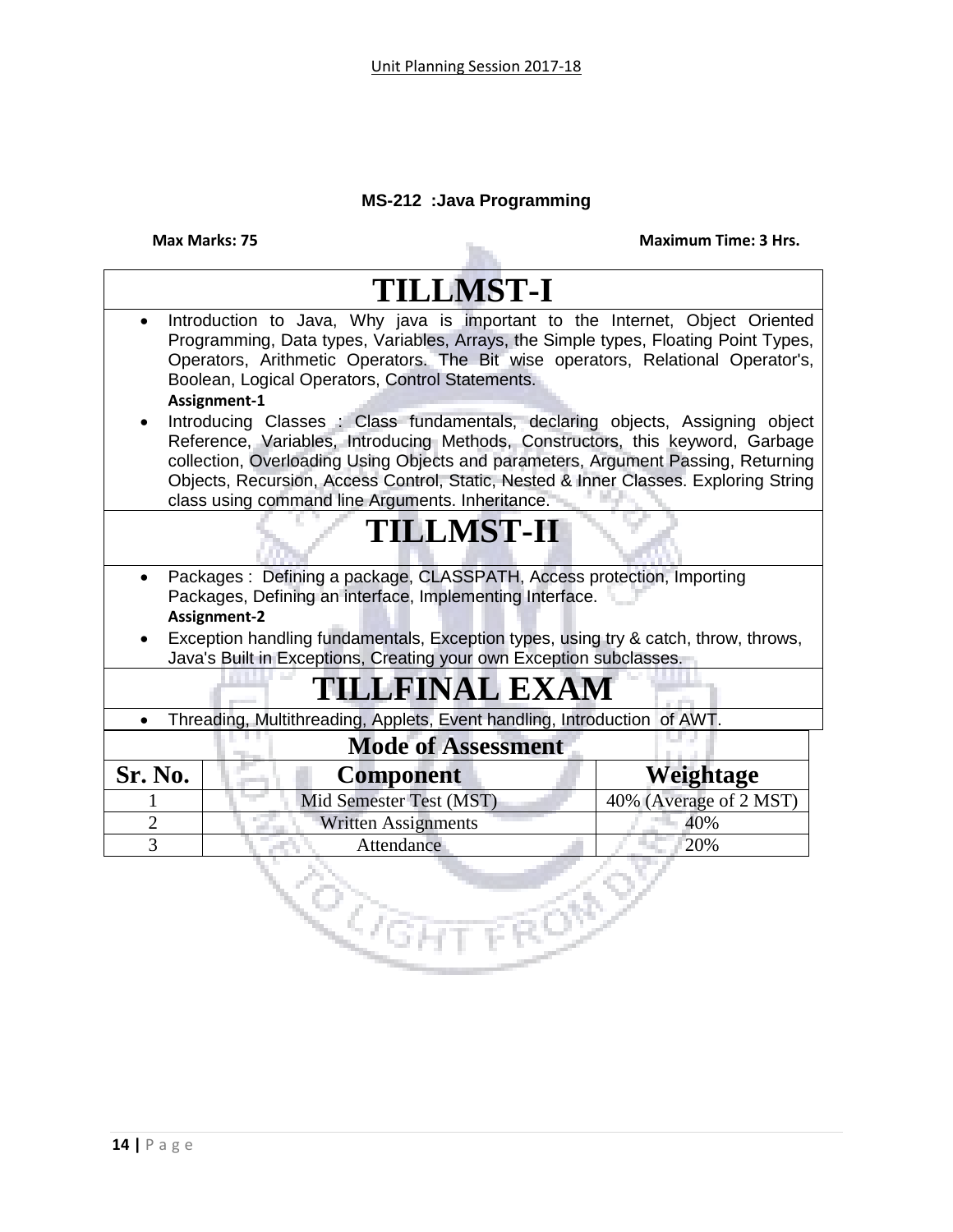## MS-212 :Java Programming

**Max Marks: 75** **Maximum Time: 3 Hrs.**

# TILLMST-I

- Introduction to Java, Why java is important to the Internet, Object Oriented Programming, Data types, Variables, Arrays, the Simple types, Floating Point Types, Operators, Arithmetic Operators. The Bit wise operators, Relational Operator's, Boolean, Logical Operators, Control Statements.
  **Assignment-1**
- Introducing Classes : Class fundamentals, declaring objects, Assigning object Reference, Variables, Introducing Methods, Constructors, this keyword, Garbage collection, Overloading Using Objects and parameters, Argument Passing, Returning Objects, Recursion, Access Control, Static, Nested & Inner Classes. Exploring String class using command line Arguments. Inheritance.

# TILLMST-II

- Packages : Defining a package, CLASSPATH, Access protection, Importing Packages, Defining an interface, Implementing Interface.
  **Assignment-2**
- Exception handling fundamentals, Exception types, using try & catch, throw, throws, Java's Built in Exceptions, Creating your own Exception subclasses.

# TILLFINAL EXAM

- Threading, Multithreading, Applets, Event handling, Introduction of AWT.

## Mode of Assessment

| Sr. No. | Component | Weightage |
|---|---|---|
| 1 | Mid Semester Test (MST) | 40% (Average of 2 MST) |
| 2 | Written Assignments | 40% |
| 3 | Attendance | 20% |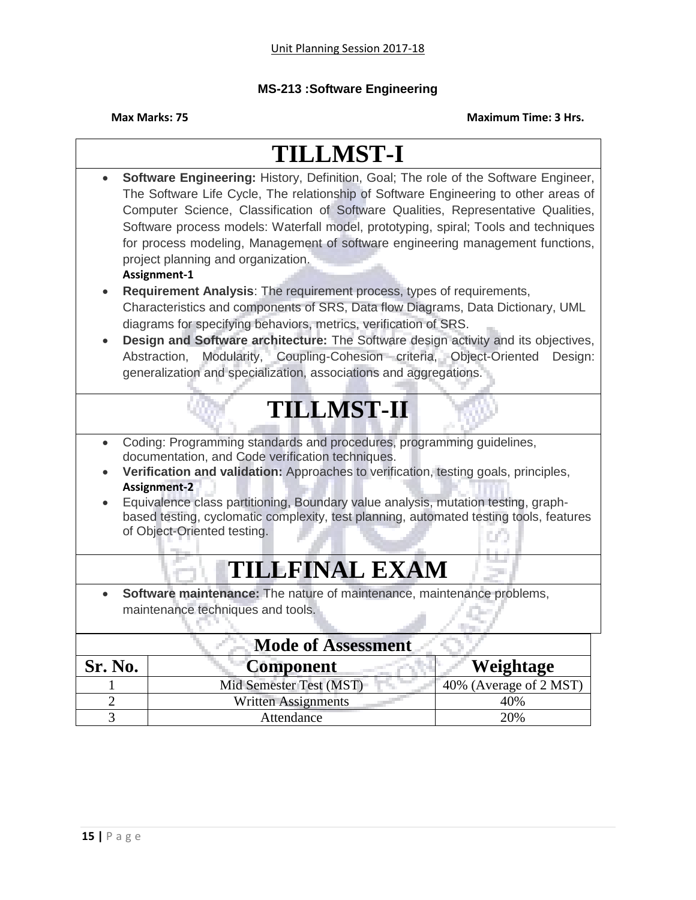Unit Planning Session 2017-18

## MS-213 :Software Engineering

**Max Marks: 75** **Maximum Time: 3 Hrs.**

# TILLMST-I

- **Software Engineering:** History, Definition, Goal; The role of the Software Engineer, The Software Life Cycle, The relationship of Software Engineering to other areas of Computer Science, Classification of Software Qualities, Representative Qualities, Software process models: Waterfall model, prototyping, spiral; Tools and techniques for process modeling, Management of software engineering management functions, project planning and organization.
  **Assignment-1**
- **Requirement Analysis**: The requirement process, types of requirements, Characteristics and components of SRS, Data flow Diagrams, Data Dictionary, UML diagrams for specifying behaviors, metrics, verification of SRS.
- **Design and Software architecture:** The Software design activity and its objectives, Abstraction, Modularity, Coupling-Cohesion criteria, Object-Oriented Design: generalization and specialization, associations and aggregations.

# TILLMST-II

- Coding: Programming standards and procedures, programming guidelines, documentation, and Code verification techniques.
- **Verification and validation:** Approaches to verification, testing goals, principles,
  **Assignment-2**
- Equivalence class partitioning, Boundary value analysis, mutation testing, graph-based testing, cyclomatic complexity, test planning, automated testing tools, features of Object-Oriented testing.

# TILLFINAL EXAM

- **Software maintenance:** The nature of maintenance, maintenance problems, maintenance techniques and tools.

| Mode of Assessment | | |
|---|---|---|
| **Sr. No.** | **Component** | **Weightage** |
| 1 | Mid Semester Test (MST) | 40% (Average of 2 MST) |
| 2 | Written Assignments | 40% |
| 3 | Attendance | 20% |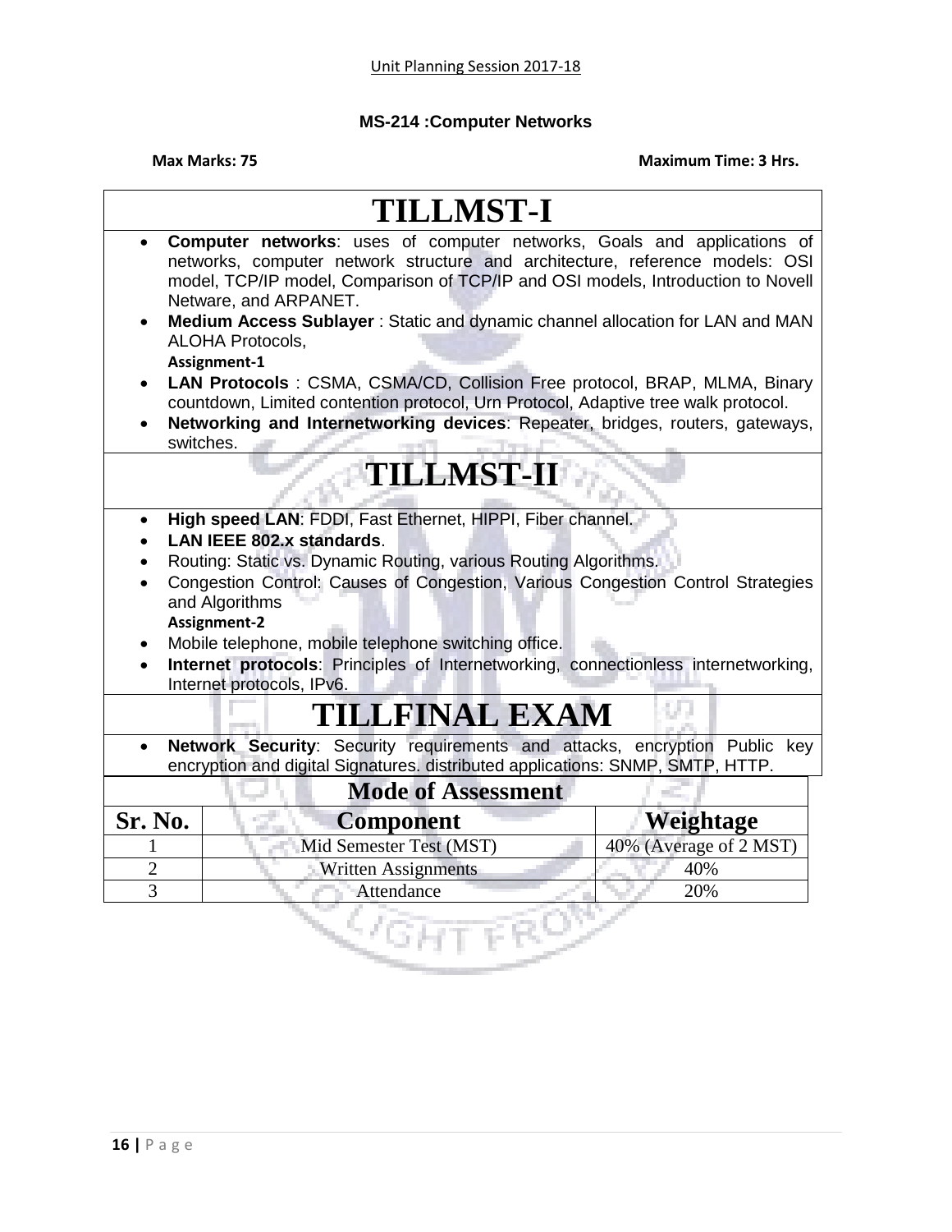Unit Planning Session 2017-18

## MS-214 :Computer Networks

**Max Marks: 75** **Maximum Time: 3 Hrs.**

# TILLMST-I

- **Computer networks**: uses of computer networks, Goals and applications of networks, computer network structure and architecture, reference models: OSI model, TCP/IP model, Comparison of TCP/IP and OSI models, Introduction to Novell Netware, and ARPANET.
- **Medium Access Sublayer** : Static and dynamic channel allocation for LAN and MAN ALOHA Protocols,

  **Assignment-1**
- **LAN Protocols** : CSMA, CSMA/CD, Collision Free protocol, BRAP, MLMA, Binary countdown, Limited contention protocol, Urn Protocol, Adaptive tree walk protocol.
- **Networking and Internetworking devices**: Repeater, bridges, routers, gateways, switches.

# TILLMST-II

- **High speed LAN**: FDDI, Fast Ethernet, HIPPI, Fiber channel.
- **LAN IEEE 802.x standards**.
- Routing: Static vs. Dynamic Routing, various Routing Algorithms.
- Congestion Control: Causes of Congestion, Various Congestion Control Strategies and Algorithms

  **Assignment-2**
- Mobile telephone, mobile telephone switching office.
- **Internet protocols**: Principles of Internetworking, connectionless internetworking, Internet protocols, IPv6.

# TILLFINAL EXAM

- **Network Security**: Security requirements and attacks, encryption Public key encryption and digital Signatures. distributed applications: SNMP, SMTP, HTTP.

**Mode of Assessment**

| Sr. No. | Component | Weightage |
|---|---|---|
| 1 | Mid Semester Test (MST) | 40% (Average of 2 MST) |
| 2 | Written Assignments | 40% |
| 3 | Attendance | 20% |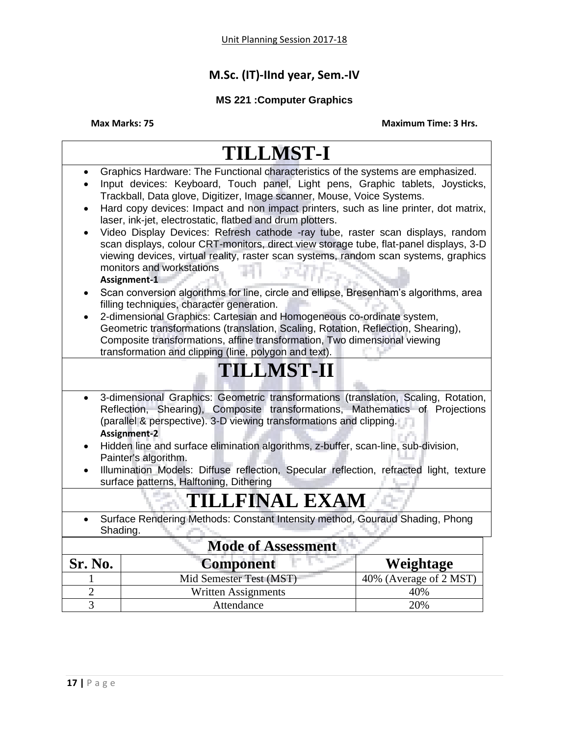Unit Planning Session 2017-18

## M.Sc. (IT)-IInd year, Sem.-IV

### MS 221 :Computer Graphics

**Max Marks: 75** **Maximum Time: 3 Hrs.**

# TILLMST-I

- Graphics Hardware: The Functional characteristics of the systems are emphasized.
- Input devices: Keyboard, Touch panel, Light pens, Graphic tablets, Joysticks, Trackball, Data glove, Digitizer, Image scanner, Mouse, Voice Systems.
- Hard copy devices: Impact and non impact printers, such as line printer, dot matrix, laser, ink-jet, electrostatic, flatbed and drum plotters.
- Video Display Devices: Refresh cathode -ray tube, raster scan displays, random scan displays, colour CRT-monitors, direct view storage tube, flat-panel displays, 3-D viewing devices, virtual reality, raster scan systems, random scan systems, graphics monitors and workstations

  **Assignment-1**
- Scan conversion algorithms for line, circle and ellipse, Bresenham's algorithms, area filling techniques, character generation.
- 2-dimensional Graphics: Cartesian and Homogeneous co-ordinate system, Geometric transformations (translation, Scaling, Rotation, Reflection, Shearing), Composite transformations, affine transformation, Two dimensional viewing transformation and clipping (line, polygon and text).

# TILLMST-II

- 3-dimensional Graphics: Geometric transformations (translation, Scaling, Rotation, Reflection, Shearing), Composite transformations, Mathematics of Projections (parallel & perspective). 3-D viewing transformations and clipping.

  **Assignment-2**
- Hidden line and surface elimination algorithms, z-buffer, scan-line, sub-division, Painter's algorithm.
- Illumination Models: Diffuse reflection, Specular reflection, refracted light, texture surface patterns, Halftoning, Dithering

# TILLFINAL EXAM

- Surface Rendering Methods: Constant Intensity method, Gouraud Shading, Phong Shading.

## Mode of Assessment

| Sr. No. | Component | Weightage |
|---|---|---|
| 1 | Mid Semester Test (MST) | 40% (Average of 2 MST) |
| 2 | Written Assignments | 40% |
| 3 | Attendance | 20% |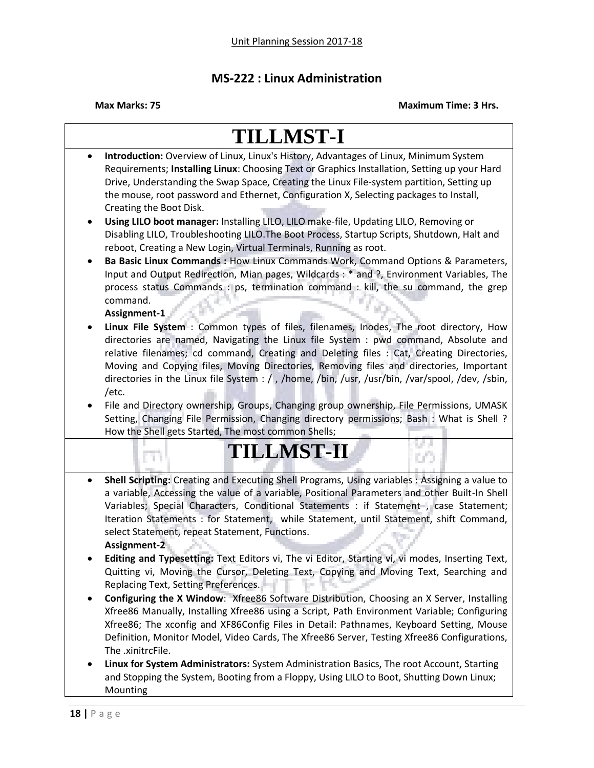Unit Planning Session 2017-18

## MS-222 : Linux Administration

**Max Marks: 75** **Maximum Time: 3 Hrs.**

# TILLMST-I

- **Introduction:** Overview of Linux, Linux's History, Advantages of Linux, Minimum System Requirements; **Installing Linux**: Choosing Text or Graphics Installation, Setting up your Hard Drive, Understanding the Swap Space, Creating the Linux File-system partition, Setting up the mouse, root password and Ethernet, Configuration X, Selecting packages to Install, Creating the Boot Disk.
- **Using LILO boot manager:** Installing LILO, LILO make-file, Updating LILO, Removing or Disabling LILO, Troubleshooting LILO.The Boot Process, Startup Scripts, Shutdown, Halt and reboot, Creating a New Login, Virtual Terminals, Running as root.
- **Ba Basic Linux Commands :** How Linux Commands Work, Command Options & Parameters, Input and Output Redirection, Mian pages, Wildcards : * and ?, Environment Variables, The process status Commands : ps, termination command : kill, the su command, the grep command.

  **Assignment-1**
- **Linux File System** : Common types of files, filenames, Inodes, The root directory, How directories are named, Navigating the Linux file System : pwd command, Absolute and relative filenames; cd command, Creating and Deleting files : Cat, Creating Directories, Moving and Copying files, Moving Directories, Removing files and directories, Important directories in the Linux file System : / , /home, /bin, /usr, /usr/bin, /var/spool, /dev, /sbin, /etc.
- File and Directory ownership, Groups, Changing group ownership, File Permissions, UMASK Setting, Changing File Permission, Changing directory permissions; Bash : What is Shell ? How the Shell gets Started, The most common Shells;

# TILLMST-II

- **Shell Scripting:** Creating and Executing Shell Programs, Using variables : Assigning a value to a variable, Accessing the value of a variable, Positional Parameters and other Built-In Shell Variables; Special Characters, Conditional Statements : if Statement , case Statement; Iteration Statements : for Statement, while Statement, until Statement, shift Command, select Statement, repeat Statement, Functions.

  **Assignment-2**
- **Editing and Typesetting:** Text Editors vi, The vi Editor, Starting vi, vi modes, Inserting Text, Quitting vi, Moving the Cursor, Deleting Text, Copying and Moving Text, Searching and Replacing Text, Setting Preferences.
- **Configuring the X Window**: Xfree86 Software Distribution, Choosing an X Server, Installing Xfree86 Manually, Installing Xfree86 using a Script, Path Environment Variable; Configuring Xfree86; The xconfig and XF86Config Files in Detail: Pathnames, Keyboard Setting, Mouse Definition, Monitor Model, Video Cards, The Xfree86 Server, Testing Xfree86 Configurations, The .xinitrcFile.
- **Linux for System Administrators:** System Administration Basics, The root Account, Starting and Stopping the System, Booting from a Floppy, Using LILO to Boot, Shutting Down Linux; Mounting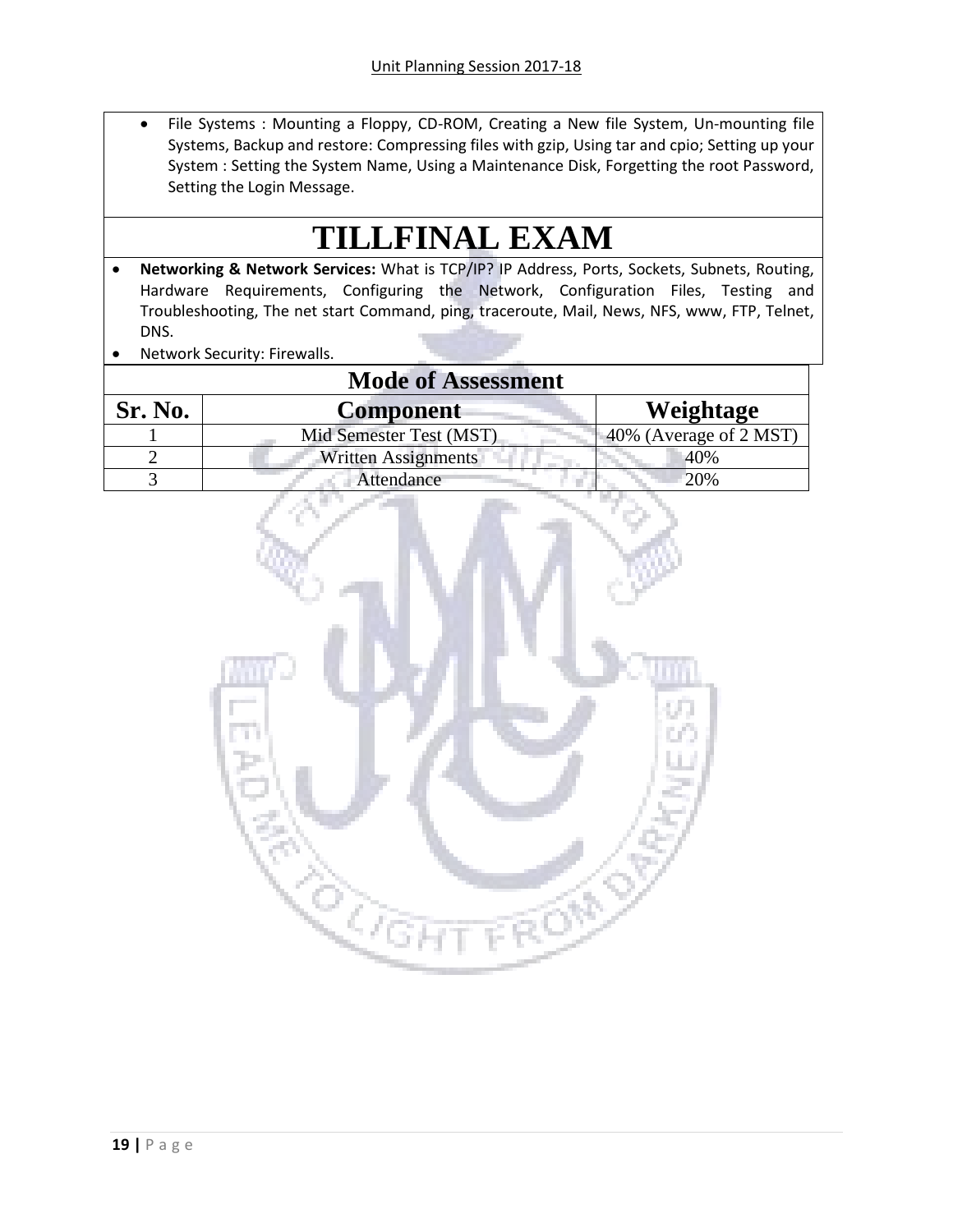- File Systems : Mounting a Floppy, CD-ROM, Creating a New file System, Un-mounting file Systems, Backup and restore: Compressing files with gzip, Using tar and cpio; Setting up your System : Setting the System Name, Using a Maintenance Disk, Forgetting the root Password, Setting the Login Message.

# TILLFINAL EXAM

- **Networking & Network Services:** What is TCP/IP? IP Address, Ports, Sockets, Subnets, Routing, Hardware Requirements, Configuring the Network, Configuration Files, Testing and Troubleshooting, The net start Command, ping, traceroute, Mail, News, NFS, www, FTP, Telnet, DNS.
- Network Security: Firewalls.

## Mode of Assessment

| Sr. No. | Component | Weightage |
|---|---|---|
| 1 | Mid Semester Test (MST) | 40% (Average of 2 MST) |
| 2 | Written Assignments | 40% |
| 3 | Attendance | 20% |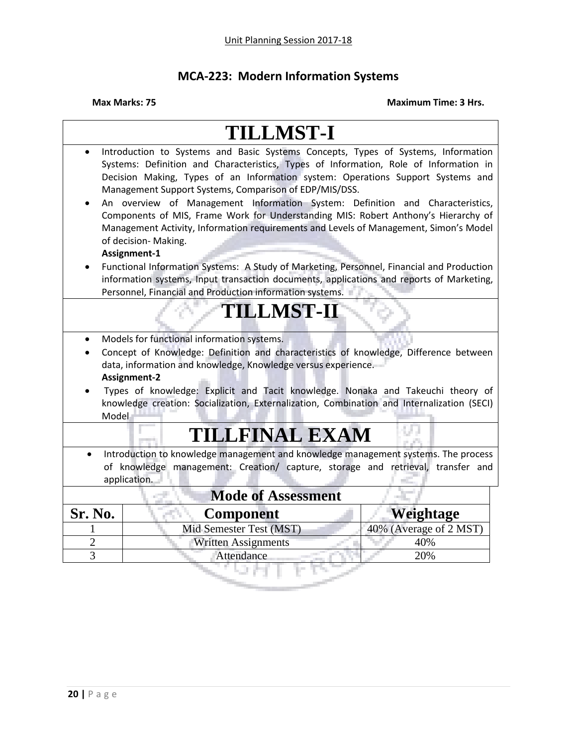Unit Planning Session 2017-18

## MCA-223: Modern Information Systems

**Max Marks: 75** **Maximum Time: 3 Hrs.**

# TILLMST-I

- Introduction to Systems and Basic Systems Concepts, Types of Systems, Information Systems: Definition and Characteristics, Types of Information, Role of Information in Decision Making, Types of an Information system: Operations Support Systems and Management Support Systems, Comparison of EDP/MIS/DSS.
- An overview of Management Information System: Definition and Characteristics, Components of MIS, Frame Work for Understanding MIS: Robert Anthony's Hierarchy of Management Activity, Information requirements and Levels of Management, Simon's Model of decision- Making.
  **Assignment-1**
- Functional Information Systems: A Study of Marketing, Personnel, Financial and Production information systems, Input transaction documents, applications and reports of Marketing, Personnel, Financial and Production information systems.

# TILLMST-II

- Models for functional information systems.
- Concept of Knowledge: Definition and characteristics of knowledge, Difference between data, information and knowledge, Knowledge versus experience.
  **Assignment-2**
- Types of knowledge: Explicit and Tacit knowledge. Nonaka and Takeuchi theory of knowledge creation: Socialization, Externalization, Combination and Internalization (SECI) Model

# TILLFINAL EXAM

- Introduction to knowledge management and knowledge management systems. The process of knowledge management: Creation/ capture, storage and retrieval, transfer and application.

### Mode of Assessment

| Sr. No. | Component | Weightage |
|---|---|---|
| 1 | Mid Semester Test (MST) | 40% (Average of 2 MST) |
| 2 | Written Assignments | 40% |
| 3 | Attendance | 20% |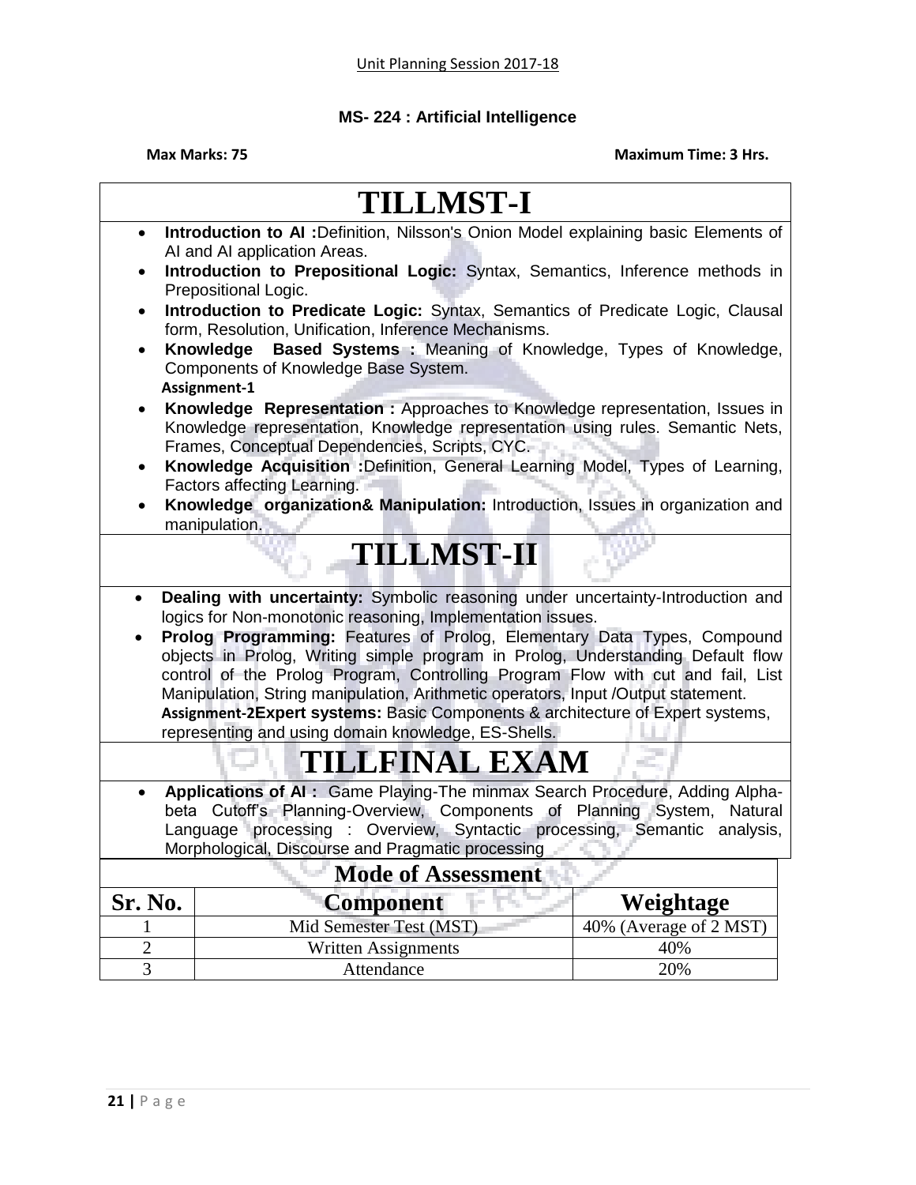Unit Planning Session 2017-18

## MS- 224 : Artificial Intelligence

**Max Marks: 75** **Maximum Time: 3 Hrs.**

# TILLMST-I

- **Introduction to AI :**Definition, Nilsson's Onion Model explaining basic Elements of AI and AI application Areas.
- **Introduction to Prepositional Logic:** Syntax, Semantics, Inference methods in Prepositional Logic.
- **Introduction to Predicate Logic:** Syntax, Semantics of Predicate Logic, Clausal form, Resolution, Unification, Inference Mechanisms.
- **Knowledge Based Systems :** Meaning of Knowledge, Types of Knowledge, Components of Knowledge Base System.
  **Assignment-1**
- **Knowledge Representation :** Approaches to Knowledge representation, Issues in Knowledge representation, Knowledge representation using rules. Semantic Nets, Frames, Conceptual Dependencies, Scripts, CYC.
- **Knowledge Acquisition :**Definition, General Learning Model, Types of Learning, Factors affecting Learning.
- **Knowledge organization& Manipulation:** Introduction, Issues in organization and manipulation.

# TILLMST-II

- **Dealing with uncertainty:** Symbolic reasoning under uncertainty-Introduction and logics for Non-monotonic reasoning, Implementation issues.
- **Prolog Programming:** Features of Prolog, Elementary Data Types, Compound objects in Prolog, Writing simple program in Prolog, Understanding Default flow control of the Prolog Program, Controlling Program Flow with cut and fail, List Manipulation, String manipulation, Arithmetic operators, Input /Output statement.
  **Assignment-2Expert systems:** Basic Components & architecture of Expert systems, representing and using domain knowledge, ES-Shells.

# TILLFINAL EXAM

- **Applications of AI :** Game Playing-The minmax Search Procedure, Adding Alpha-beta Cutoff's Planning-Overview, Components of Planning System, Natural Language processing : Overview, Syntactic processing, Semantic analysis, Morphological, Discourse and Pragmatic processing

## Mode of Assessment

| Sr. No. | Component | Weightage |
|---|---|---|
| 1 | Mid Semester Test (MST) | 40% (Average of 2 MST) |
| 2 | Written Assignments | 40% |
| 3 | Attendance | 20% |